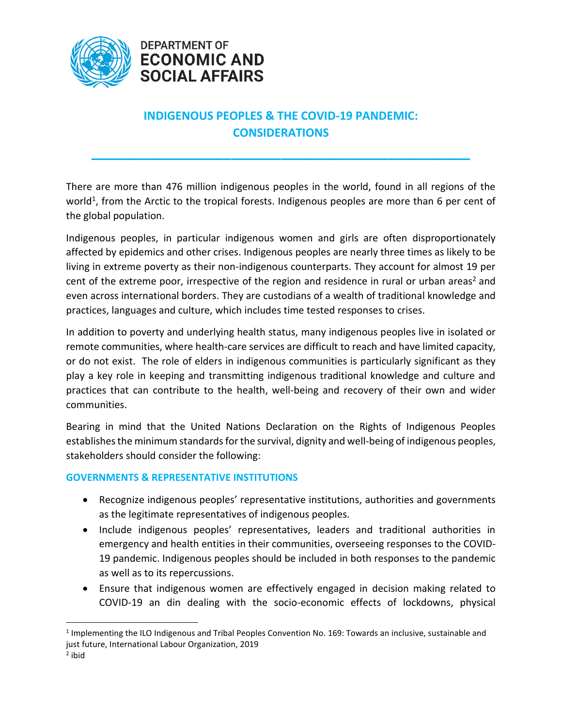DEPARTMENT OF
ECONOMIC AND
SOCIAL AFFAIRS

# INDIGENOUS PEOPLES & THE COVID-19 PANDEMIC: CONSIDERATIONS

---

There are more than 476 million indigenous peoples in the world, found in all regions of the world[1], from the Arctic to the tropical forests. Indigenous peoples are more than 6 per cent of the global population.

Indigenous peoples, in particular indigenous women and girls are often disproportionately affected by epidemics and other crises. Indigenous peoples are nearly three times as likely to be living in extreme poverty as their non-indigenous counterparts. They account for almost 19 per cent of the extreme poor, irrespective of the region and residence in rural or urban areas[2] and even across international borders. They are custodians of a wealth of traditional knowledge and practices, languages and culture, which includes time tested responses to crises.

In addition to poverty and underlying health status, many indigenous peoples live in isolated or remote communities, where health-care services are difficult to reach and have limited capacity, or do not exist. The role of elders in indigenous communities is particularly significant as they play a key role in keeping and transmitting indigenous traditional knowledge and culture and practices that can contribute to the health, well-being and recovery of their own and wider communities.

Bearing in mind that the United Nations Declaration on the Rights of Indigenous Peoples establishes the minimum standards for the survival, dignity and well-being of indigenous peoples, stakeholders should consider the following:

## GOVERNMENTS & REPRESENTATIVE INSTITUTIONS

- Recognize indigenous peoples' representative institutions, authorities and governments as the legitimate representatives of indigenous peoples.
- Include indigenous peoples' representatives, leaders and traditional authorities in emergency and health entities in their communities, overseeing responses to the COVID-19 pandemic. Indigenous peoples should be included in both responses to the pandemic as well as to its repercussions.
- Ensure that indigenous women are effectively engaged in decision making related to COVID-19 an din dealing with the socio-economic effects of lockdowns, physical

---

[1] Implementing the ILO Indigenous and Tribal Peoples Convention No. 169: Towards an inclusive, sustainable and just future, International Labour Organization, 2019

[2] ibid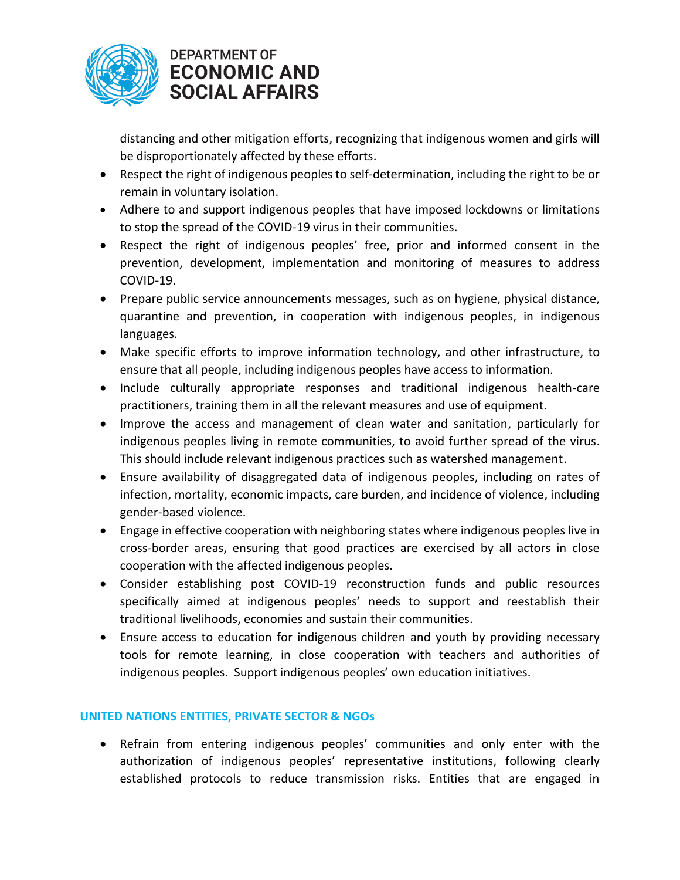distancing and other mitigation efforts, recognizing that indigenous women and girls will be disproportionately affected by these efforts.

- Respect the right of indigenous peoples to self-determination, including the right to be or remain in voluntary isolation.
- Adhere to and support indigenous peoples that have imposed lockdowns or limitations to stop the spread of the COVID-19 virus in their communities.
- Respect the right of indigenous peoples' free, prior and informed consent in the prevention, development, implementation and monitoring of measures to address COVID-19.
- Prepare public service announcements messages, such as on hygiene, physical distance, quarantine and prevention, in cooperation with indigenous peoples, in indigenous languages.
- Make specific efforts to improve information technology, and other infrastructure, to ensure that all people, including indigenous peoples have access to information.
- Include culturally appropriate responses and traditional indigenous health-care practitioners, training them in all the relevant measures and use of equipment.
- Improve the access and management of clean water and sanitation, particularly for indigenous peoples living in remote communities, to avoid further spread of the virus. This should include relevant indigenous practices such as watershed management.
- Ensure availability of disaggregated data of indigenous peoples, including on rates of infection, mortality, economic impacts, care burden, and incidence of violence, including gender-based violence.
- Engage in effective cooperation with neighboring states where indigenous peoples live in cross-border areas, ensuring that good practices are exercised by all actors in close cooperation with the affected indigenous peoples.
- Consider establishing post COVID-19 reconstruction funds and public resources specifically aimed at indigenous peoples' needs to support and reestablish their traditional livelihoods, economies and sustain their communities.
- Ensure access to education for indigenous children and youth by providing necessary tools for remote learning, in close cooperation with teachers and authorities of indigenous peoples. Support indigenous peoples' own education initiatives.

## UNITED NATIONS ENTITIES, PRIVATE SECTOR & NGOs

- Refrain from entering indigenous peoples' communities and only enter with the authorization of indigenous peoples' representative institutions, following clearly established protocols to reduce transmission risks. Entities that are engaged in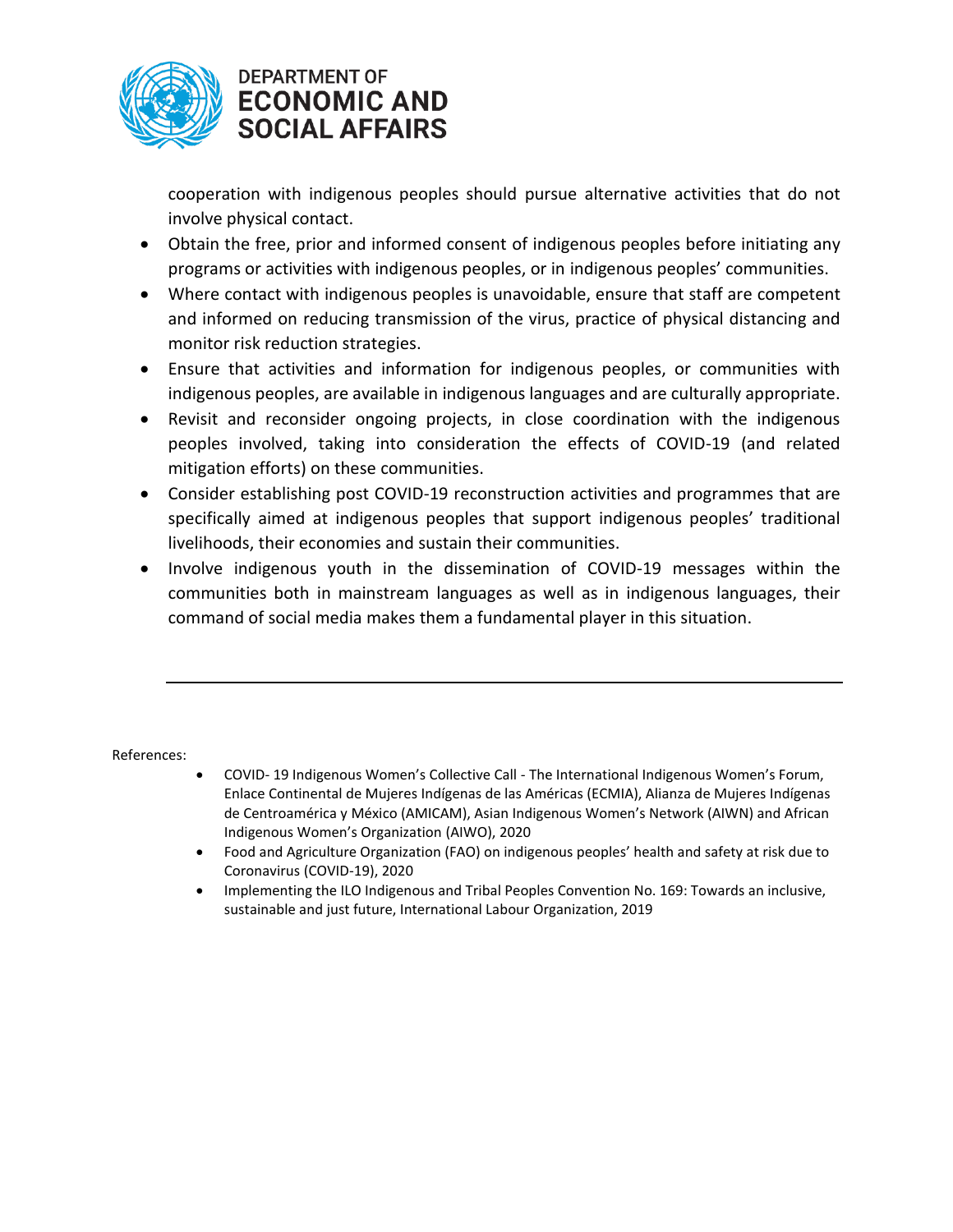cooperation with indigenous peoples should pursue alternative activities that do not involve physical contact.

- Obtain the free, prior and informed consent of indigenous peoples before initiating any programs or activities with indigenous peoples, or in indigenous peoples' communities.
- Where contact with indigenous peoples is unavoidable, ensure that staff are competent and informed on reducing transmission of the virus, practice of physical distancing and monitor risk reduction strategies.
- Ensure that activities and information for indigenous peoples, or communities with indigenous peoples, are available in indigenous languages and are culturally appropriate.
- Revisit and reconsider ongoing projects, in close coordination with the indigenous peoples involved, taking into consideration the effects of COVID-19 (and related mitigation efforts) on these communities.
- Consider establishing post COVID-19 reconstruction activities and programmes that are specifically aimed at indigenous peoples that support indigenous peoples' traditional livelihoods, their economies and sustain their communities.
- Involve indigenous youth in the dissemination of COVID-19 messages within the communities both in mainstream languages as well as in indigenous languages, their command of social media makes them a fundamental player in this situation.

---

References:

- COVID- 19 Indigenous Women's Collective Call - The International Indigenous Women's Forum, Enlace Continental de Mujeres Indígenas de las Américas (ECMIA), Alianza de Mujeres Indígenas de Centroamérica y México (AMICAM), Asian Indigenous Women's Network (AIWN) and African Indigenous Women's Organization (AIWO), 2020
- Food and Agriculture Organization (FAO) on indigenous peoples' health and safety at risk due to Coronavirus (COVID-19), 2020
- Implementing the ILO Indigenous and Tribal Peoples Convention No. 169: Towards an inclusive, sustainable and just future, International Labour Organization, 2019